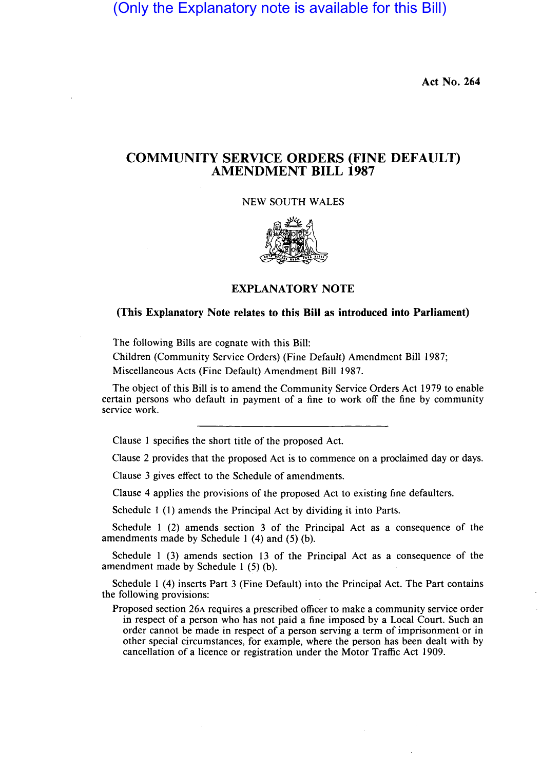(Only the Explanatory note is available for this Bill)

Act No. 264

# COMMUNITY SERVICE ORDERS (FINE DEFAULT) AMENDMENT BILL 1987

NEW SOUTH WALES

## EXPLANATORY NOTE

**(This Explanatory Note relates to this Bill as introduced into Parliament)**

The following Bills are cognate with this Bill:

Children (Community Service Orders) (Fine Default) Amendment Bill 1987;

Miscellaneous Acts (Fine Default) Amendment Bill 1987.

The object of this Bill is to amend the Community Service Orders Act 1979 to enable certain persons who default in payment of a fine to work off the fine by community service work.

---

Clause 1 specifies the short title of the proposed Act.

Clause 2 provides that the proposed Act is to commence on a proclaimed day or days.

Clause 3 gives effect to the Schedule of amendments.

Clause 4 applies the provisions of the proposed Act to existing fine defaulters.

Schedule 1 (1) amends the Principal Act by dividing it into Parts.

Schedule 1 (2) amends section 3 of the Principal Act as a consequence of the amendments made by Schedule 1 (4) and (5) (b).

Schedule 1 (3) amends section 13 of the Principal Act as a consequence of the amendment made by Schedule 1 (5) (b).

Schedule 1 (4) inserts Part 3 (Fine Default) into the Principal Act. The Part contains the following provisions:

Proposed section 26A requires a prescribed officer to make a community service order in respect of a person who has not paid a fine imposed by a Local Court. Such an order cannot be made in respect of a person serving a term of imprisonment or in other special circumstances, for example, where the person has been dealt with by cancellation of a licence or registration under the Motor Traffic Act 1909.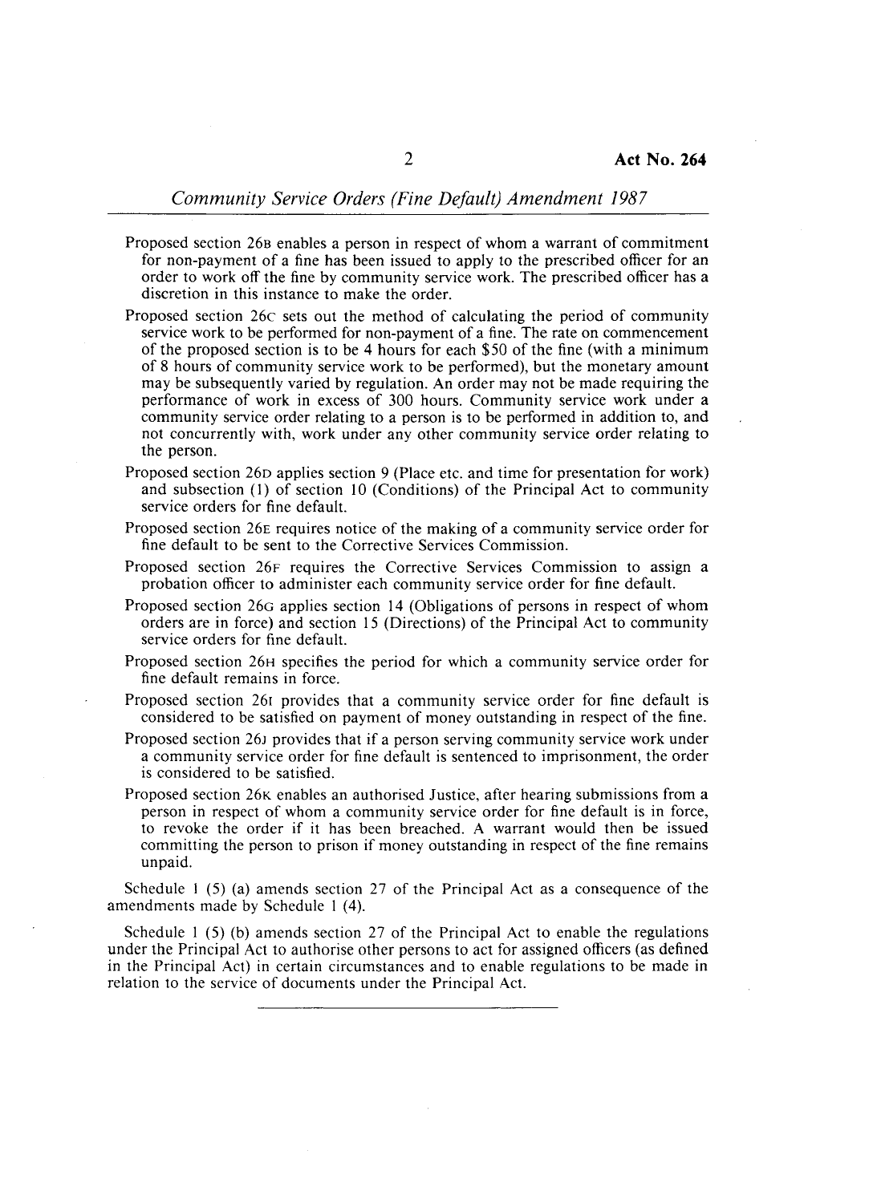Proposed section 26B enables a person in respect of whom a warrant of commitment for non-payment of a fine has been issued to apply to the prescribed officer for an order to work off the fine by community service work. The prescribed officer has a discretion in this instance to make the order.

Proposed section 26C sets out the method of calculating the period of community service work to be performed for non-payment of a fine. The rate on commencement of the proposed section is to be 4 hours for each $50 of the fine (with a minimum of 8 hours of community service work to be performed), but the monetary amount may be subsequently varied by regulation. An order may not be made requiring the performance of work in excess of 300 hours. Community service work under a community service order relating to a person is to be performed in addition to, and not concurrently with, work under any other community service order relating to the person.

Proposed section 26D applies section 9 (Place etc. and time for presentation for work) and subsection (1) of section 10 (Conditions) of the Principal Act to community service orders for fine default.

Proposed section 26E requires notice of the making of a community service order for fine default to be sent to the Corrective Services Commission.

Proposed section 26F requires the Corrective Services Commission to assign a probation officer to administer each community service order for fine default.

Proposed section 26G applies section 14 (Obligations of persons in respect of whom orders are in force) and section 15 (Directions) of the Principal Act to community service orders for fine default.

Proposed section 26H specifies the period for which a community service order for fine default remains in force.

Proposed section 26I provides that a community service order for fine default is considered to be satisfied on payment of money outstanding in respect of the fine.

Proposed section 26J provides that if a person serving community service work under a community service order for fine default is sentenced to imprisonment, the order is considered to be satisfied.

Proposed section 26K enables an authorised Justice, after hearing submissions from a person in respect of whom a community service order for fine default is in force, to revoke the order if it has been breached. A warrant would then be issued committing the person to prison if money outstanding in respect of the fine remains unpaid.

Schedule 1 (5) (a) amends section 27 of the Principal Act as a consequence of the amendments made by Schedule 1 (4).

Schedule 1 (5) (b) amends section 27 of the Principal Act to enable the regulations under the Principal Act to authorise other persons to act for assigned officers (as defined in the Principal Act) in certain circumstances and to enable regulations to be made in relation to the service of documents under the Principal Act.